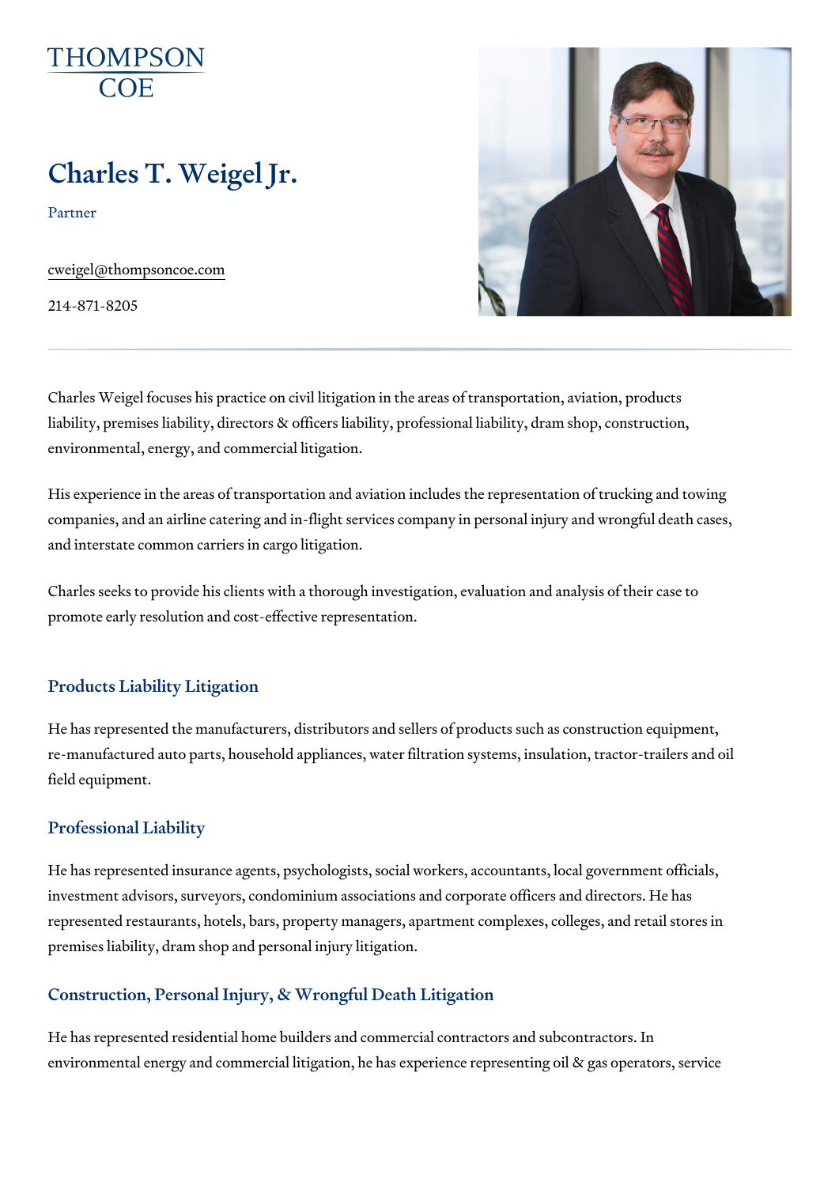THOMPSON COE

# Charles T. Weigel Jr.

Partner

cweigel@thompsoncoe.com

214-871-8205

Charles Weigel focuses his practice on civil litigation in the areas of transportation, aviation, products liability, premises liability, directors & officers liability, professional liability, dram shop, construction, environmental, energy, and commercial litigation.

His experience in the areas of transportation and aviation includes the representation of trucking and towing companies, and an airline catering and in-flight services company in personal injury and wrongful death cases, and interstate common carriers in cargo litigation.

Charles seeks to provide his clients with a thorough investigation, evaluation and analysis of their case to promote early resolution and cost-effective representation.

## Products Liability Litigation

He has represented the manufacturers, distributors and sellers of products such as construction equipment, re-manufactured auto parts, household appliances, water filtration systems, insulation, tractor-trailers and oil field equipment.

## Professional Liability

He has represented insurance agents, psychologists, social workers, accountants, local government officials, investment advisors, surveyors, condominium associations and corporate officers and directors. He has represented restaurants, hotels, bars, property managers, apartment complexes, colleges, and retail stores in premises liability, dram shop and personal injury litigation.

## Construction, Personal Injury, & Wrongful Death Litigation

He has represented residential home builders and commercial contractors and subcontractors. In environmental energy and commercial litigation, he has experience representing oil & gas operators, service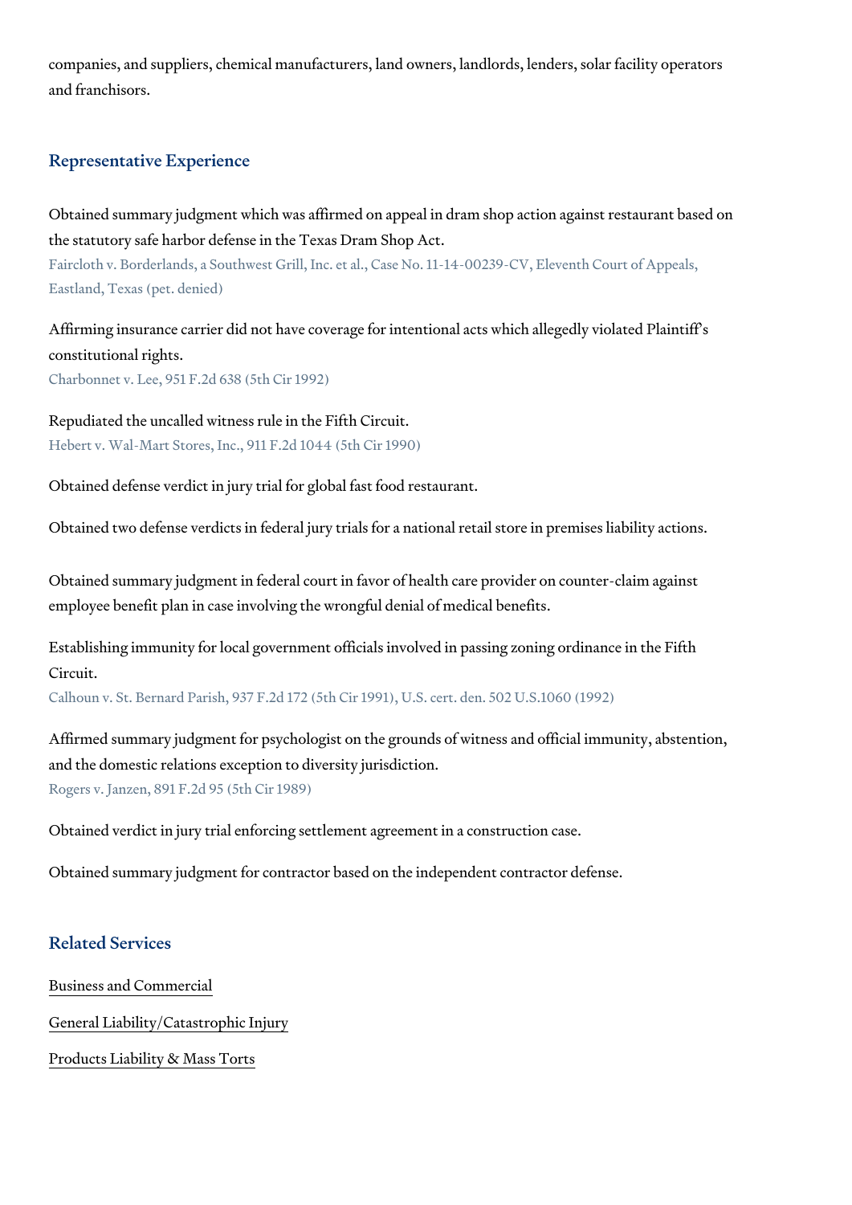companies, and suppliers, chemical manufacturers, land owners, landlords, lenders, solar facility operators and franchisors.

## Representative Experience

Obtained summary judgment which was affirmed on appeal in dram shop action against restaurant based on the statutory safe harbor defense in the Texas Dram Shop Act.
Faircloth v. Borderlands, a Southwest Grill, Inc. et al., Case No. 11-14-00239-CV, Eleventh Court of Appeals, Eastland, Texas (pet. denied)

Affirming insurance carrier did not have coverage for intentional acts which allegedly violated Plaintiff's constitutional rights.
Charbonnet v. Lee, 951 F.2d 638 (5th Cir 1992)

Repudiated the uncalled witness rule in the Fifth Circuit.
Hebert v. Wal-Mart Stores, Inc., 911 F.2d 1044 (5th Cir 1990)

Obtained defense verdict in jury trial for global fast food restaurant.

Obtained two defense verdicts in federal jury trials for a national retail store in premises liability actions.

Obtained summary judgment in federal court in favor of health care provider on counter-claim against employee benefit plan in case involving the wrongful denial of medical benefits.

Establishing immunity for local government officials involved in passing zoning ordinance in the Fifth Circuit.
Calhoun v. St. Bernard Parish, 937 F.2d 172 (5th Cir 1991), U.S. cert. den. 502 U.S.1060 (1992)

Affirmed summary judgment for psychologist on the grounds of witness and official immunity, abstention, and the domestic relations exception to diversity jurisdiction.
Rogers v. Janzen, 891 F.2d 95 (5th Cir 1989)

Obtained verdict in jury trial enforcing settlement agreement in a construction case.

Obtained summary judgment for contractor based on the independent contractor defense.

## Related Services

Business and Commercial

General Liability/Catastrophic Injury

Products Liability & Mass Torts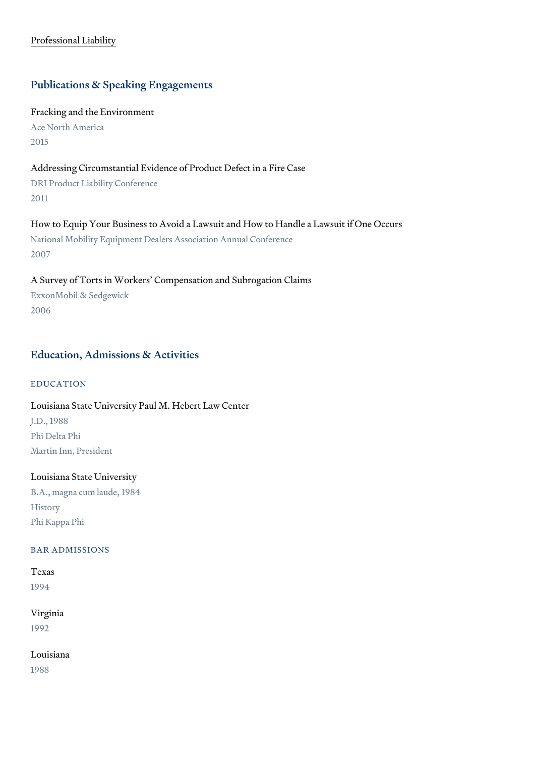Professional Liability

## Publications & Speaking Engagements

Fracking and the Environment
Ace North America
2015

Addressing Circumstantial Evidence of Product Defect in a Fire Case
DRI Product Liability Conference
2011

How to Equip Your Business to Avoid a Lawsuit and How to Handle a Lawsuit if One Occurs
National Mobility Equipment Dealers Association Annual Conference
2007

A Survey of Torts in Workers' Compensation and Subrogation Claims
ExxonMobil & Sedgewick
2006

## Education, Admissions & Activities

### EDUCATION

Louisiana State University Paul M. Hebert Law Center
J.D., 1988
Phi Delta Phi
Martin Inn, President

Louisiana State University
B.A., magna cum laude, 1984
History
Phi Kappa Phi

### BAR ADMISSIONS

Texas
1994

Virginia
1992

Louisiana
1988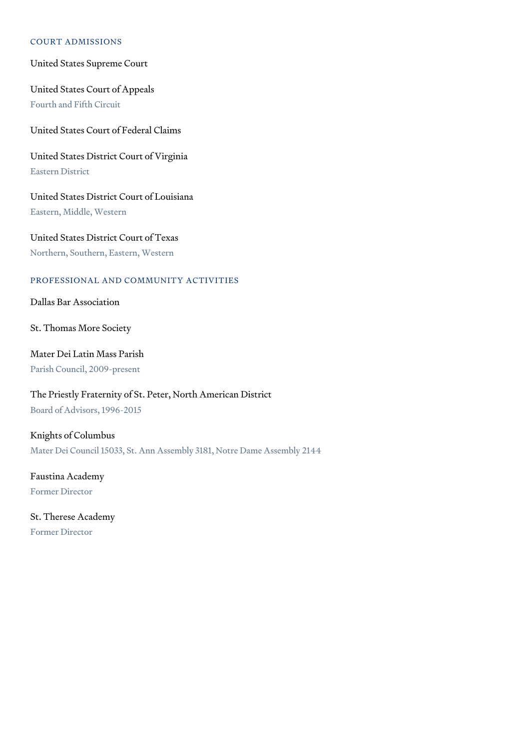## COURT ADMISSIONS

United States Supreme Court

United States Court of Appeals
Fourth and Fifth Circuit

United States Court of Federal Claims

United States District Court of Virginia
Eastern District

United States District Court of Louisiana
Eastern, Middle, Western

United States District Court of Texas
Northern, Southern, Eastern, Western

## PROFESSIONAL AND COMMUNITY ACTIVITIES

Dallas Bar Association

St. Thomas More Society

Mater Dei Latin Mass Parish
Parish Council, 2009-present

The Priestly Fraternity of St. Peter, North American District
Board of Advisors, 1996-2015

Knights of Columbus
Mater Dei Council 15033, St. Ann Assembly 3181, Notre Dame Assembly 2144

Faustina Academy
Former Director

St. Therese Academy
Former Director